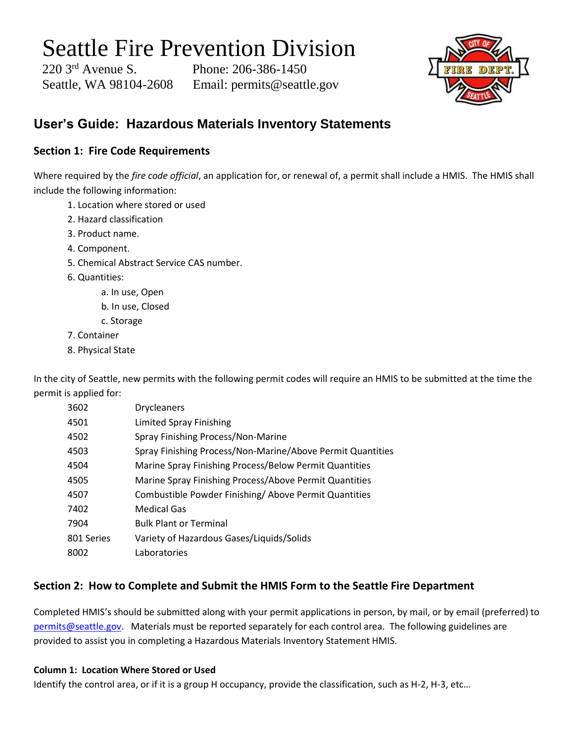# Seattle Fire Prevention Division

220 3rd Avenue S. Phone: 206-386-1450
Seattle, WA 98104-2608 Email: permits@seattle.gov

## User's Guide: Hazardous Materials Inventory Statements

### Section 1: Fire Code Requirements

Where required by the *fire code official*, an application for, or renewal of, a permit shall include a HMIS. The HMIS shall include the following information:

1. Location where stored or used
2. Hazard classification
3. Product name.
4. Component.
5. Chemical Abstract Service CAS number.
6. Quantities:
    a. In use, Open
    b. In use, Closed
    c. Storage
7. Container
8. Physical State

In the city of Seattle, new permits with the following permit codes will require an HMIS to be submitted at the time the permit is applied for:

| | |
|---|---|
| 3602 | Drycleaners |
| 4501 | Limited Spray Finishing |
| 4502 | Spray Finishing Process/Non-Marine |
| 4503 | Spray Finishing Process/Non-Marine/Above Permit Quantities |
| 4504 | Marine Spray Finishing Process/Below Permit Quantities |
| 4505 | Marine Spray Finishing Process/Above Permit Quantities |
| 4507 | Combustible Powder Finishing/ Above Permit Quantities |
| 7402 | Medical Gas |
| 7904 | Bulk Plant or Terminal |
| 801 Series | Variety of Hazardous Gases/Liquids/Solids |
| 8002 | Laboratories |

### Section 2: How to Complete and Submit the HMIS Form to the Seattle Fire Department

Completed HMIS's should be submitted along with your permit applications in person, by mail, or by email (preferred) to permits@seattle.gov. Materials must be reported separately for each control area. The following guidelines are provided to assist you in completing a Hazardous Materials Inventory Statement HMIS.

#### Column 1: Location Where Stored or Used

Identify the control area, or if it is a group H occupancy, provide the classification, such as H-2, H-3, etc…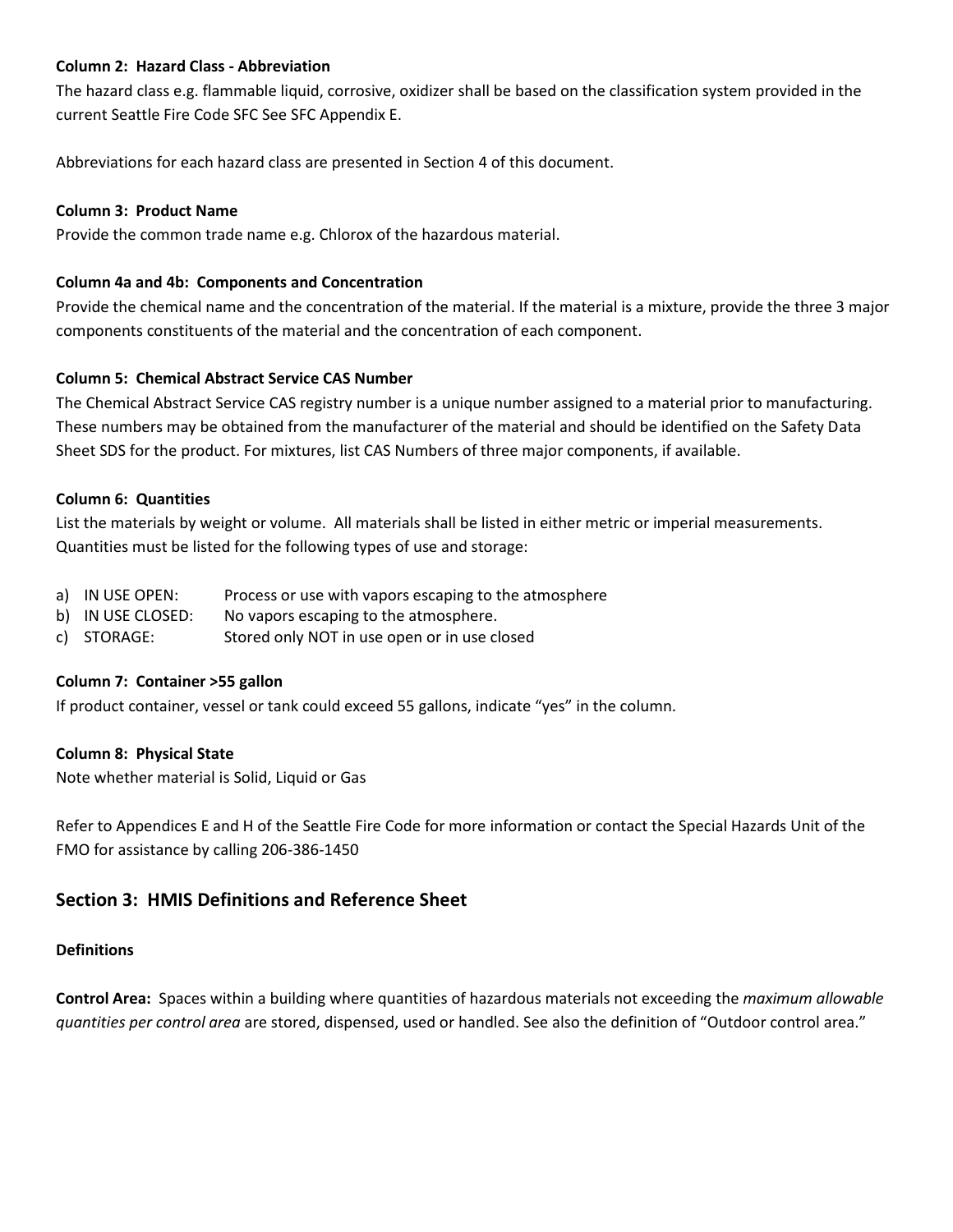**Column 2: Hazard Class - Abbreviation**

The hazard class e.g. flammable liquid, corrosive, oxidizer shall be based on the classification system provided in the current Seattle Fire Code SFC See SFC Appendix E.

Abbreviations for each hazard class are presented in Section 4 of this document.

**Column 3: Product Name**

Provide the common trade name e.g. Chlorox of the hazardous material.

**Column 4a and 4b: Components and Concentration**

Provide the chemical name and the concentration of the material. If the material is a mixture, provide the three 3 major components constituents of the material and the concentration of each component.

**Column 5: Chemical Abstract Service CAS Number**

The Chemical Abstract Service CAS registry number is a unique number assigned to a material prior to manufacturing. These numbers may be obtained from the manufacturer of the material and should be identified on the Safety Data Sheet SDS for the product. For mixtures, list CAS Numbers of three major components, if available.

**Column 6: Quantities**

List the materials by weight or volume. All materials shall be listed in either metric or imperial measurements. Quantities must be listed for the following types of use and storage:

a) IN USE OPEN: Process or use with vapors escaping to the atmosphere
b) IN USE CLOSED: No vapors escaping to the atmosphere.
c) STORAGE: Stored only NOT in use open or in use closed

**Column 7: Container >55 gallon**

If product container, vessel or tank could exceed 55 gallons, indicate "yes" in the column.

**Column 8: Physical State**

Note whether material is Solid, Liquid or Gas

Refer to Appendices E and H of the Seattle Fire Code for more information or contact the Special Hazards Unit of the FMO for assistance by calling 206-386-1450

## Section 3: HMIS Definitions and Reference Sheet

**Definitions**

**Control Area:** Spaces within a building where quantities of hazardous materials not exceeding the *maximum allowable quantities per control area* are stored, dispensed, used or handled. See also the definition of "Outdoor control area."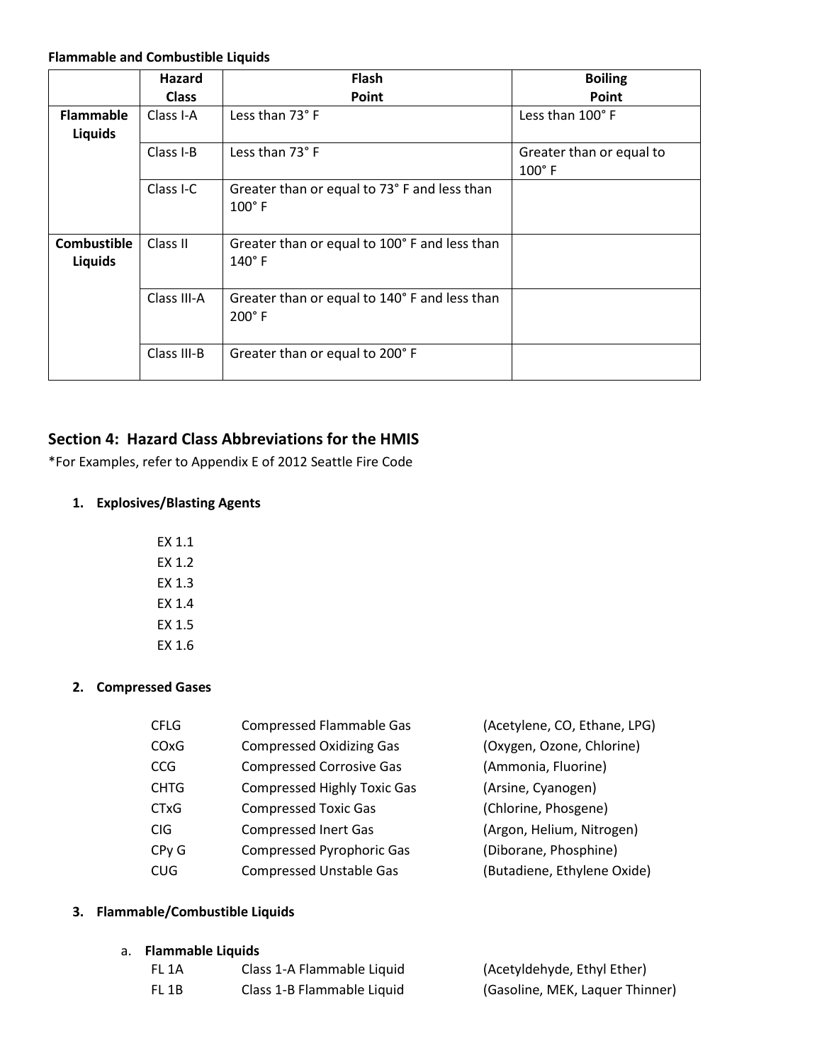**Flammable and Combustible Liquids**

| | Hazard Class | Flash Point | Boiling Point |
|---|---|---|---|
| **Flammable Liquids** | Class I-A | Less than 73° F | Less than 100° F |
| | Class I-B | Less than 73° F | Greater than or equal to 100° F |
| | Class I-C | Greater than or equal to 73° F and less than 100° F | |
| **Combustible Liquids** | Class II | Greater than or equal to 100° F and less than 140° F | |
| | Class III-A | Greater than or equal to 140° F and less than 200° F | |
| | Class III-B | Greater than or equal to 200° F | |

## Section 4: Hazard Class Abbreviations for the HMIS

*For Examples, refer to Appendix E of 2012 Seattle Fire Code

1. **Explosives/Blasting Agents**

   EX 1.1
   EX 1.2
   EX 1.3
   EX 1.4
   EX 1.5
   EX 1.6

2. **Compressed Gases**

| | | |
|---|---|---|
| CFLG | Compressed Flammable Gas | (Acetylene, CO, Ethane, LPG) |
| COxG | Compressed Oxidizing Gas | (Oxygen, Ozone, Chlorine) |
| CCG | Compressed Corrosive Gas | (Ammonia, Fluorine) |
| CHTG | Compressed Highly Toxic Gas | (Arsine, Cyanogen) |
| CTxG | Compressed Toxic Gas | (Chlorine, Phosgene) |
| CIG | Compressed Inert Gas | (Argon, Helium, Nitrogen) |
| CPy G | Compressed Pyrophoric Gas | (Diborane, Phosphine) |
| CUG | Compressed Unstable Gas | (Butadiene, Ethylene Oxide) |

3. **Flammable/Combustible Liquids**

   a. **Flammable Liquids**

| | | |
|---|---|---|
| FL 1A | Class 1-A Flammable Liquid | (Acetyldehyde, Ethyl Ether) |
| FL 1B | Class 1-B Flammable Liquid | (Gasoline, MEK, Laquer Thinner) |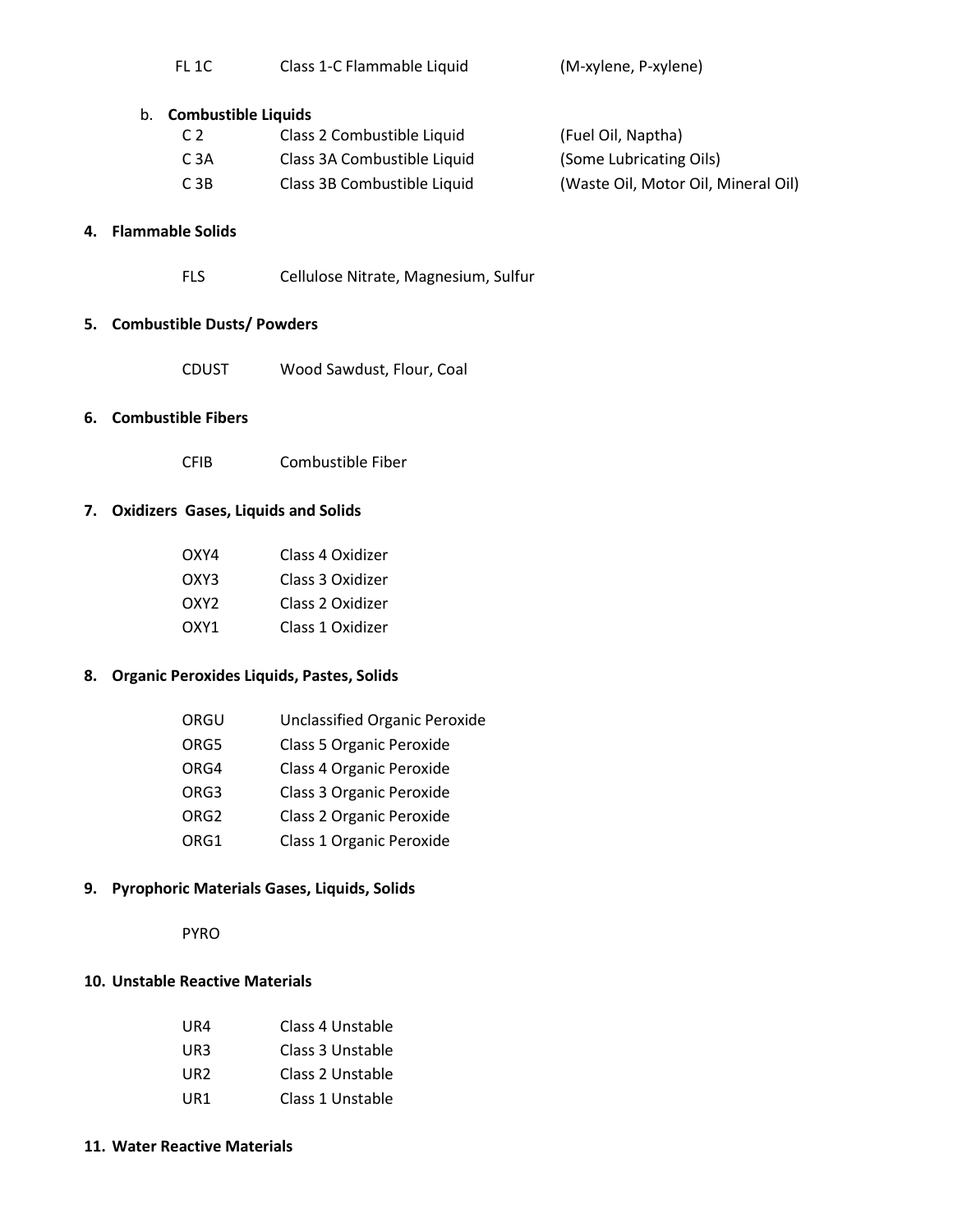| | | |
|---|---|---|
| FL 1C | Class 1-C Flammable Liquid | (M-xylene, P-xylene) |

b. **Combustible Liquids**

| | | |
|---|---|---|
| C 2 | Class 2 Combustible Liquid | (Fuel Oil, Naptha) |
| C 3A | Class 3A Combustible Liquid | (Some Lubricating Oils) |
| C 3B | Class 3B Combustible Liquid | (Waste Oil, Motor Oil, Mineral Oil) |

**4. Flammable Solids**

| | |
|---|---|
| FLS | Cellulose Nitrate, Magnesium, Sulfur |

**5. Combustible Dusts/ Powders**

| | |
|---|---|
| CDUST | Wood Sawdust, Flour, Coal |

**6. Combustible Fibers**

| | |
|---|---|
| CFIB | Combustible Fiber |

**7. Oxidizers Gases, Liquids and Solids**

| | |
|---|---|
| OXY4 | Class 4 Oxidizer |
| OXY3 | Class 3 Oxidizer |
| OXY2 | Class 2 Oxidizer |
| OXY1 | Class 1 Oxidizer |

**8. Organic Peroxides Liquids, Pastes, Solids**

| | |
|---|---|
| ORGU | Unclassified Organic Peroxide |
| ORG5 | Class 5 Organic Peroxide |
| ORG4 | Class 4 Organic Peroxide |
| ORG3 | Class 3 Organic Peroxide |
| ORG2 | Class 2 Organic Peroxide |
| ORG1 | Class 1 Organic Peroxide |

**9. Pyrophoric Materials Gases, Liquids, Solids**

PYRO

**10. Unstable Reactive Materials**

| | |
|---|---|
| UR4 | Class 4 Unstable |
| UR3 | Class 3 Unstable |
| UR2 | Class 2 Unstable |
| UR1 | Class 1 Unstable |

**11. Water Reactive Materials**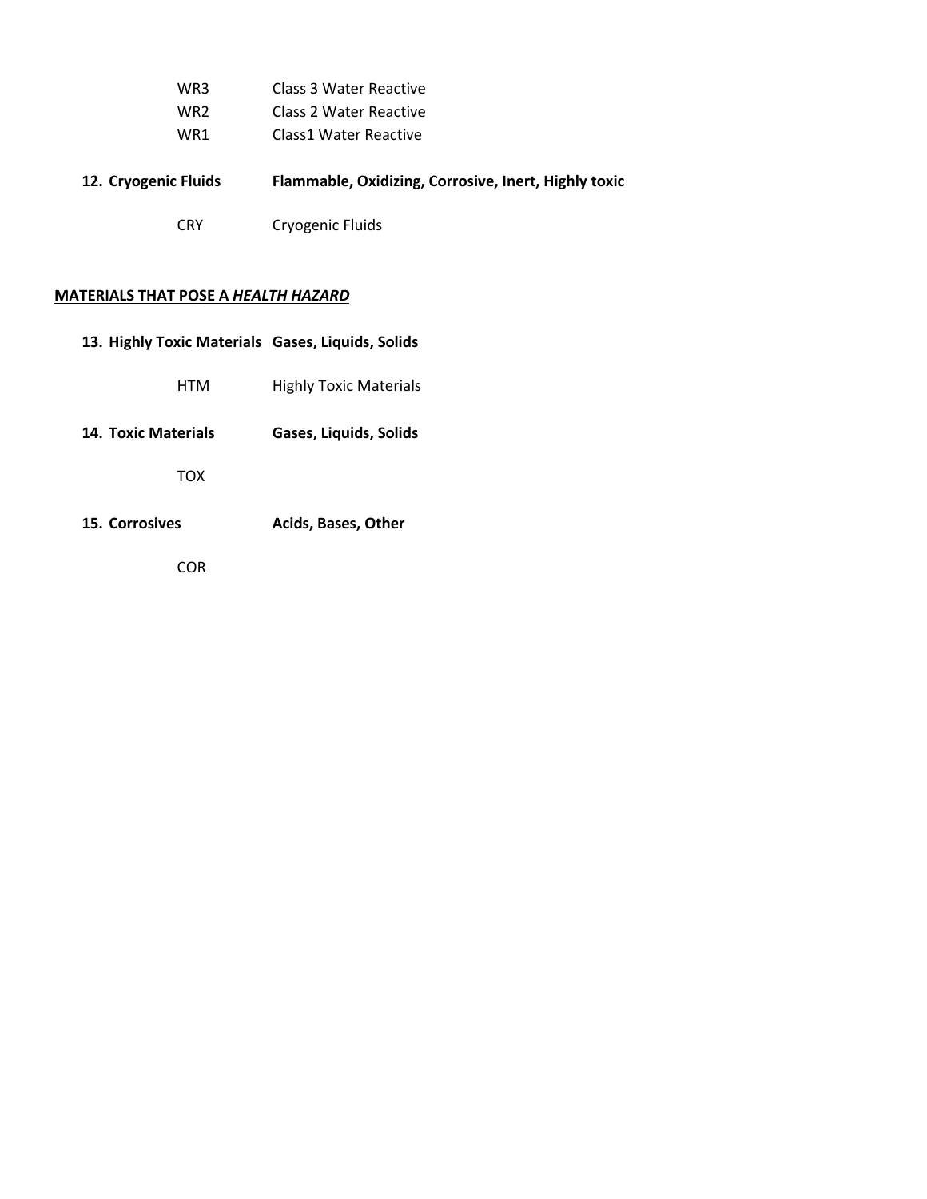| | |
|---|---|
| WR3 | Class 3 Water Reactive |
| WR2 | Class 2 Water Reactive |
| WR1 | Class1 Water Reactive |

**12. Cryogenic Fluids** **Flammable, Oxidizing, Corrosive, Inert, Highly toxic**

| | |
|---|---|
| CRY | Cryogenic Fluids |

**MATERIALS THAT POSE A *HEALTH HAZARD***

**13. Highly Toxic Materials** **Gases, Liquids, Solids**

| | |
|---|---|
| HTM | Highly Toxic Materials |

**14. Toxic Materials** **Gases, Liquids, Solids**

TOX

**15. Corrosives** **Acids, Bases, Other**

COR